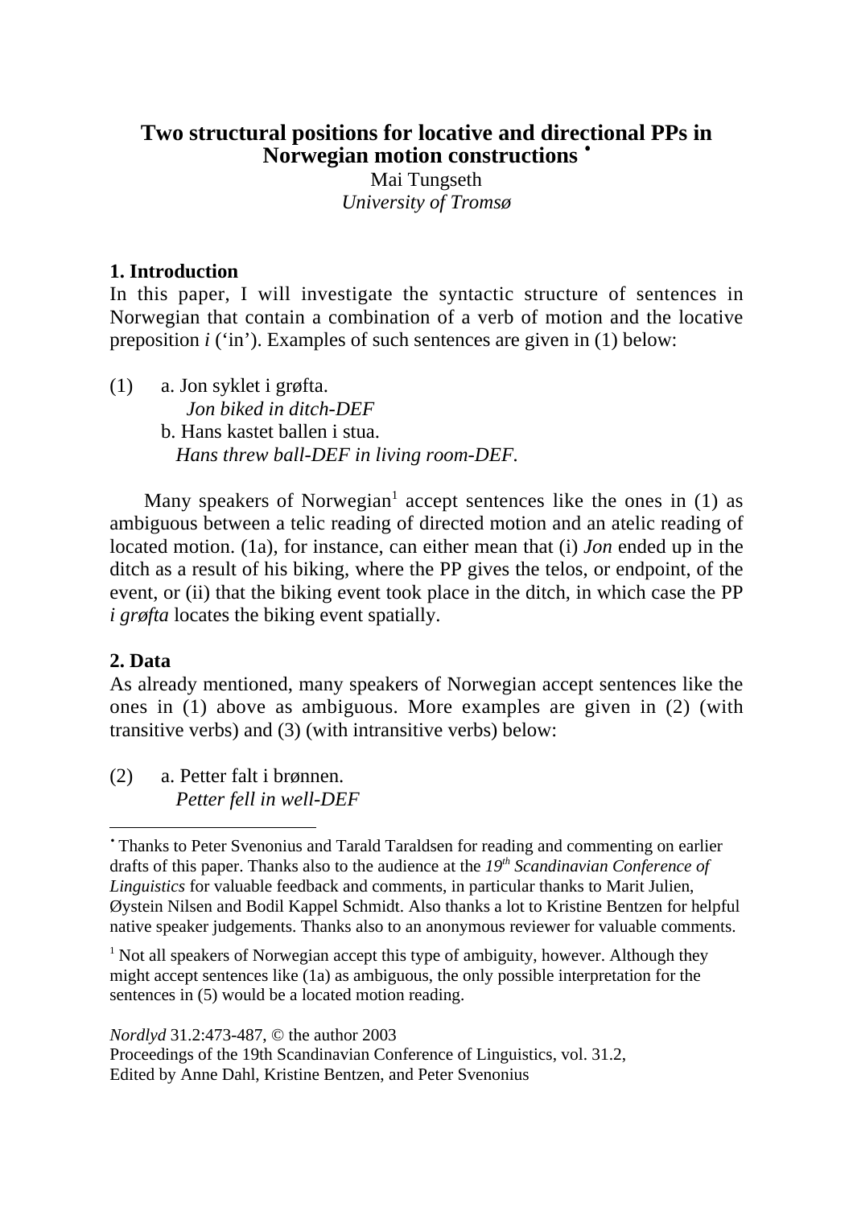# Two structural positions for locative and directional PPs in Norwegian motion constructions [•]

Mai Tungseth

*University of Tromsø*

## 1. Introduction

In this paper, I will investigate the syntactic structure of sentences in Norwegian that contain a combination of a verb of motion and the locative preposition *i* ('in'). Examples of such sentences are given in (1) below:

(1) a. Jon syklet i grøfta.
*Jon biked in ditch-DEF*
b. Hans kastet ballen i stua.
*Hans threw ball-DEF in living room-DEF.*

Many speakers of Norwegian[1] accept sentences like the ones in (1) as ambiguous between a telic reading of directed motion and an atelic reading of located motion. (1a), for instance, can either mean that (i) *Jon* ended up in the ditch as a result of his biking, where the PP gives the telos, or endpoint, of the event, or (ii) that the biking event took place in the ditch, in which case the PP *i grøfta* locates the biking event spatially.

## 2. Data

As already mentioned, many speakers of Norwegian accept sentences like the ones in (1) above as ambiguous. More examples are given in (2) (with transitive verbs) and (3) (with intransitive verbs) below:

(2) a. Petter falt i brønnen.
*Petter fell in well-DEF*

---

[•] Thanks to Peter Svenonius and Tarald Taraldsen for reading and commenting on earlier drafts of this paper. Thanks also to the audience at the *19th Scandinavian Conference of Linguistics* for valuable feedback and comments, in particular thanks to Marit Julien, Øystein Nilsen and Bodil Kappel Schmidt. Also thanks a lot to Kristine Bentzen for helpful native speaker judgements. Thanks also to an anonymous reviewer for valuable comments.

[1] Not all speakers of Norwegian accept this type of ambiguity, however. Although they might accept sentences like (1a) as ambiguous, the only possible interpretation for the sentences in (5) would be a located motion reading.

*Nordlyd* 31.2:473-487, © the author 2003
Proceedings of the 19th Scandinavian Conference of Linguistics, vol. 31.2,
Edited by Anne Dahl, Kristine Bentzen, and Peter Svenonius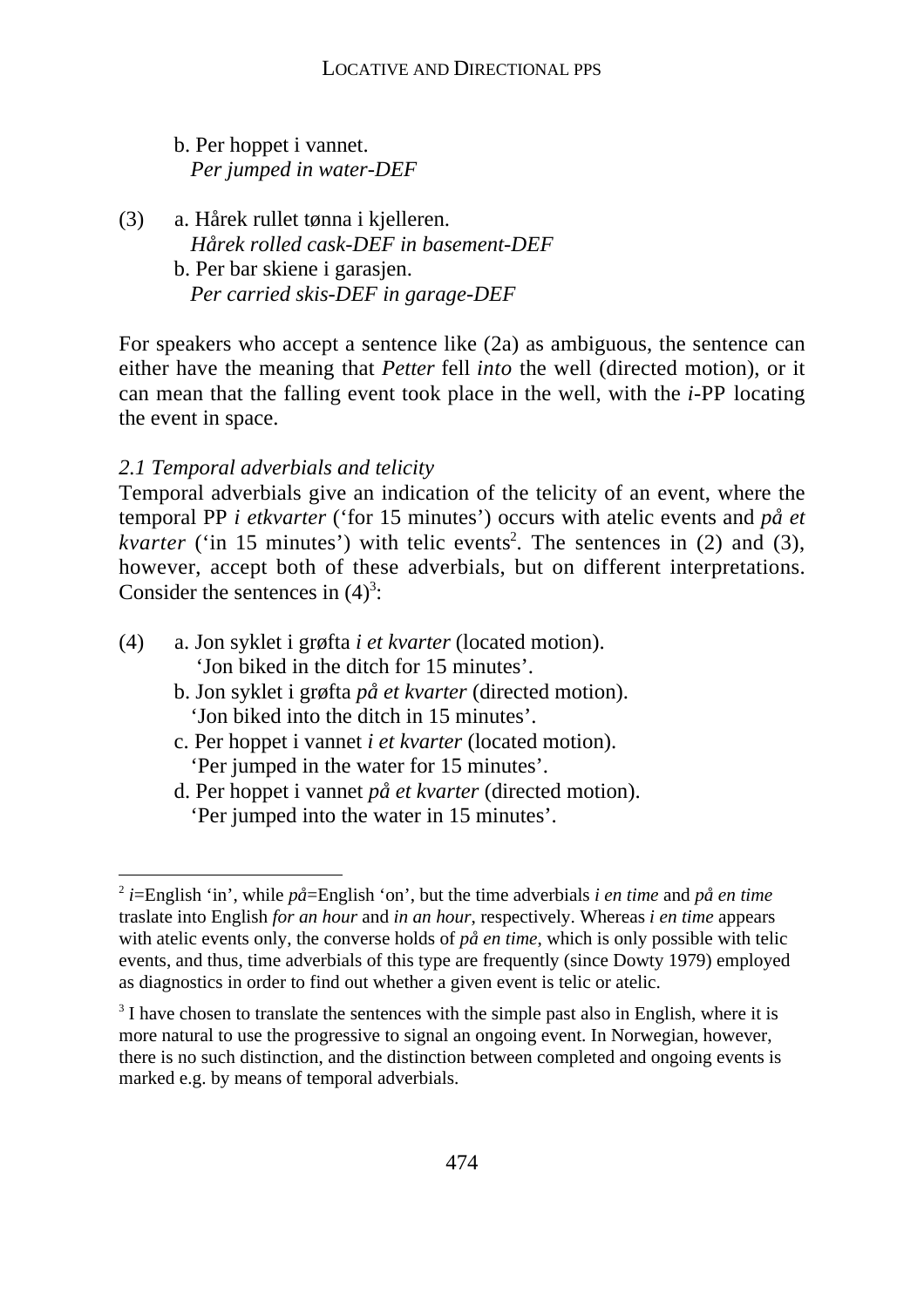b. Per hoppet i vannet.
*Per jumped in water-DEF*

(3) a. Hårek rullet tønna i kjelleren.
*Hårek rolled cask-DEF in basement-DEF*
b. Per bar skiene i garasjen.
*Per carried skis-DEF in garage-DEF*

For speakers who accept a sentence like (2a) as ambiguous, the sentence can either have the meaning that *Petter* fell *into* the well (directed motion), or it can mean that the falling event took place in the well, with the *i*-PP locating the event in space.

*2.1 Temporal adverbials and telicity*

Temporal adverbials give an indication of the telicity of an event, where the temporal PP *i etkvarter* ('for 15 minutes') occurs with atelic events and *på et kvarter* ('in 15 minutes') with telic events[2]. The sentences in (2) and (3), however, accept both of these adverbials, but on different interpretations. Consider the sentences in (4)[3]:

(4) a. Jon syklet i grøfta *i et kvarter* (located motion).
'Jon biked in the ditch for 15 minutes'.
b. Jon syklet i grøfta *på et kvarter* (directed motion).
'Jon biked into the ditch in 15 minutes'.
c. Per hoppet i vannet *i et kvarter* (located motion).
'Per jumped in the water for 15 minutes'.
d. Per hoppet i vannet *på et kvarter* (directed motion).
'Per jumped into the water in 15 minutes'.

---

[2] *i*=English 'in', while *på*=English 'on', but the time adverbials *i en time* and *på en time* traslate into English *for an hour* and *in an hour*, respectively. Whereas *i en time* appears with atelic events only, the converse holds of *på en time*, which is only possible with telic events, and thus, time adverbials of this type are frequently (since Dowty 1979) employed as diagnostics in order to find out whether a given event is telic or atelic.

[3] I have chosen to translate the sentences with the simple past also in English, where it is more natural to use the progressive to signal an ongoing event. In Norwegian, however, there is no such distinction, and the distinction between completed and ongoing events is marked e.g. by means of temporal adverbials.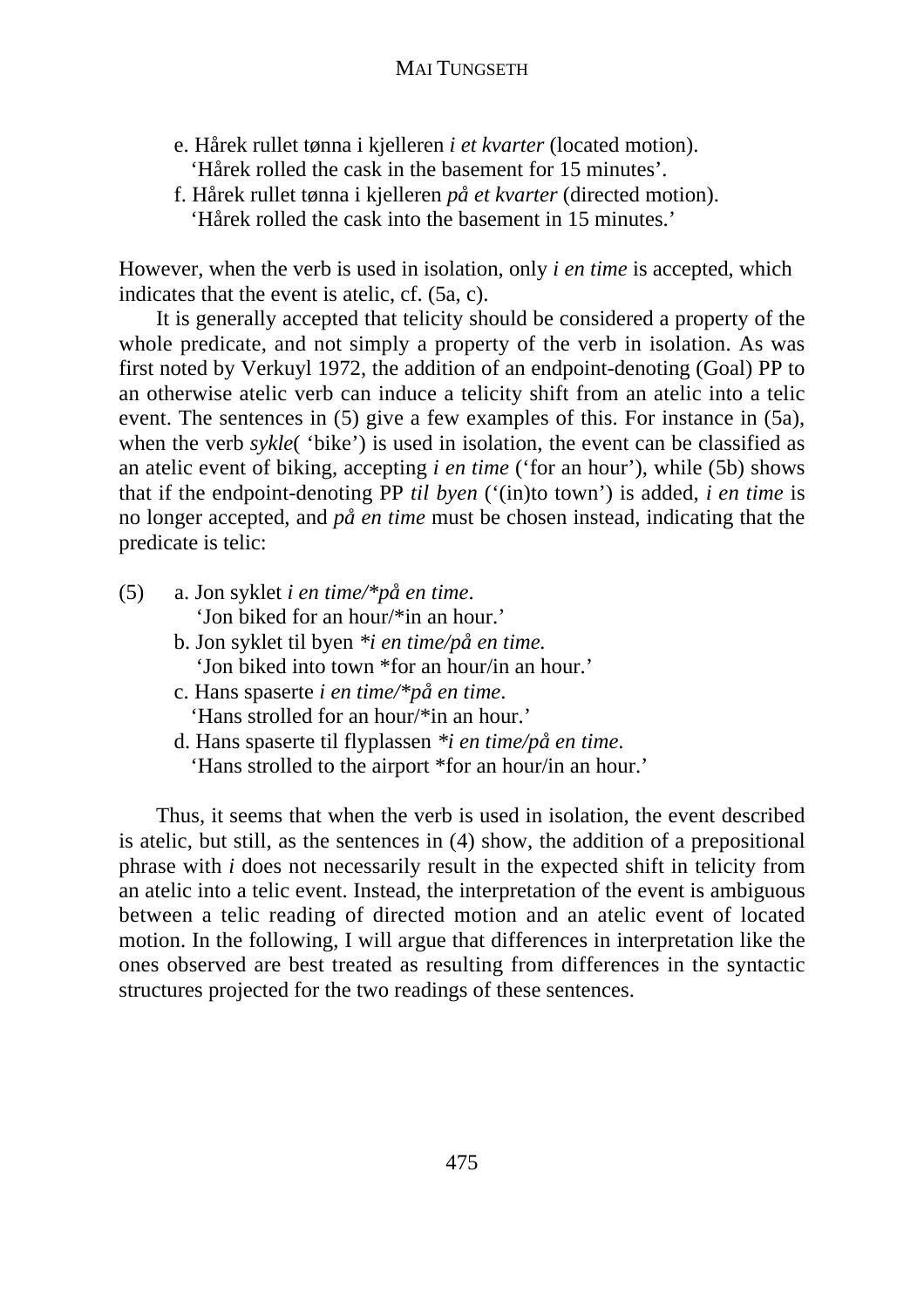e. Hårek rullet tønna i kjelleren *i et kvarter* (located motion).
 'Hårek rolled the cask in the basement for 15 minutes'.

f. Hårek rullet tønna i kjelleren *på et kvarter* (directed motion).
 'Hårek rolled the cask into the basement in 15 minutes.'

However, when the verb is used in isolation, only *i en time* is accepted, which indicates that the event is atelic, cf. (5a, c).

It is generally accepted that telicity should be considered a property of the whole predicate, and not simply a property of the verb in isolation. As was first noted by Verkuyl 1972, the addition of an endpoint-denoting (Goal) PP to an otherwise atelic verb can induce a telicity shift from an atelic into a telic event. The sentences in (5) give a few examples of this. For instance in (5a), when the verb *sykle*( 'bike') is used in isolation, the event can be classified as an atelic event of biking, accepting *i en time* ('for an hour'), while (5b) shows that if the endpoint-denoting PP *til byen* ('(in)to town') is added, *i en time* is no longer accepted, and *på en time* must be chosen instead, indicating that the predicate is telic:

(5) a. Jon syklet *i en time/*på en time*.
 'Jon biked for an hour/*in an hour.'

b. Jon syklet til byen **i en time/på en time.*
 'Jon biked into town *for an hour/in an hour.'

c. Hans spaserte *i en time/*på en time*.
 'Hans strolled for an hour/*in an hour.'

d. Hans spaserte til flyplassen **i en time/på en time*.
 'Hans strolled to the airport *for an hour/in an hour.'

Thus, it seems that when the verb is used in isolation, the event described is atelic, but still, as the sentences in (4) show, the addition of a prepositional phrase with *i* does not necessarily result in the expected shift in telicity from an atelic into a telic event. Instead, the interpretation of the event is ambiguous between a telic reading of directed motion and an atelic event of located motion. In the following, I will argue that differences in interpretation like the ones observed are best treated as resulting from differences in the syntactic structures projected for the two readings of these sentences.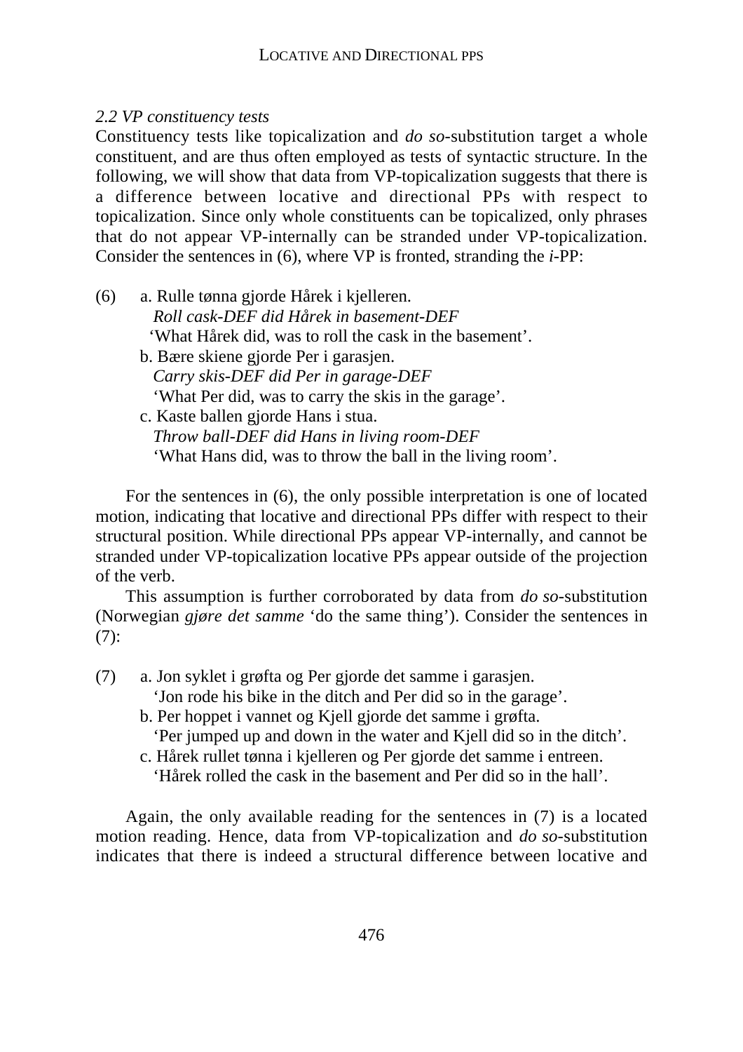*2.2 VP constituency tests*

Constituency tests like topicalization and *do so*-substitution target a whole constituent, and are thus often employed as tests of syntactic structure. In the following, we will show that data from VP-topicalization suggests that there is a difference between locative and directional PPs with respect to topicalization. Since only whole constituents can be topicalized, only phrases that do not appear VP-internally can be stranded under VP-topicalization. Consider the sentences in (6), where VP is fronted, stranding the *i*-PP:

(6) a. Rulle tønna gjorde Hårek i kjelleren.
*Roll cask-DEF did Hårek in basement-DEF*
'What Hårek did, was to roll the cask in the basement'.
b. Bære skiene gjorde Per i garasjen.
*Carry skis-DEF did Per in garage-DEF*
'What Per did, was to carry the skis in the garage'.
c. Kaste ballen gjorde Hans i stua.
*Throw ball-DEF did Hans in living room-DEF*
'What Hans did, was to throw the ball in the living room'.

For the sentences in (6), the only possible interpretation is one of located motion, indicating that locative and directional PPs differ with respect to their structural position. While directional PPs appear VP-internally, and cannot be stranded under VP-topicalization locative PPs appear outside of the projection of the verb.

This assumption is further corroborated by data from *do so*-substitution (Norwegian *gjøre det samme* 'do the same thing'). Consider the sentences in (7):

(7) a. Jon syklet i grøfta og Per gjorde det samme i garasjen.
'Jon rode his bike in the ditch and Per did so in the garage'.
b. Per hoppet i vannet og Kjell gjorde det samme i grøfta.
'Per jumped up and down in the water and Kjell did so in the ditch'.
c. Hårek rullet tønna i kjelleren og Per gjorde det samme i entreen.
'Hårek rolled the cask in the basement and Per did so in the hall'.

Again, the only available reading for the sentences in (7) is a located motion reading. Hence, data from VP-topicalization and *do so*-substitution indicates that there is indeed a structural difference between locative and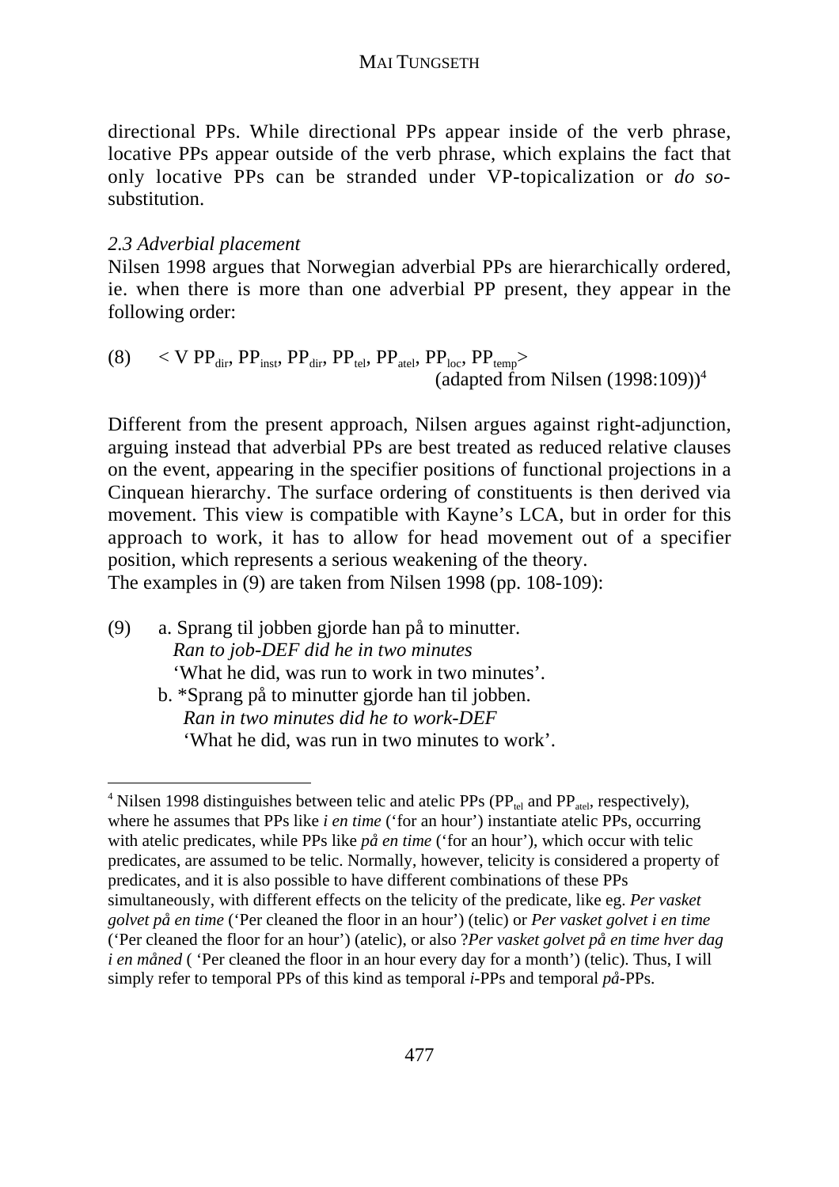directional PPs. While directional PPs appear inside of the verb phrase, locative PPs appear outside of the verb phrase, which explains the fact that only locative PPs can be stranded under VP-topicalization or *do so*-substitution.

*2.3 Adverbial placement*

Nilsen 1998 argues that Norwegian adverbial PPs are hierarchically ordered, ie. when there is more than one adverbial PP present, they appear in the following order:

(8) $<$ V $PP_{dir}$, $PP_{inst}$, $PP_{dir}$, $PP_{tel}$, $PP_{atel}$, $PP_{loc}$, $PP_{temp}$$>$
(adapted from Nilsen (1998:109))[4]

Different from the present approach, Nilsen argues against right-adjunction, arguing instead that adverbial PPs are best treated as reduced relative clauses on the event, appearing in the specifier positions of functional projections in a Cinquean hierarchy. The surface ordering of constituents is then derived via movement. This view is compatible with Kayne's LCA, but in order for this approach to work, it has to allow for head movement out of a specifier position, which represents a serious weakening of the theory.
The examples in (9) are taken from Nilsen 1998 (pp. 108-109):

(9) a. Sprang til jobben gjorde han på to minutter.
*Ran to job-DEF did he in two minutes*
'What he did, was run to work in two minutes'.
b. *Sprang på to minutter gjorde han til jobben.
*Ran in two minutes did he to work-DEF*
'What he did, was run in two minutes to work'.

---

[4] Nilsen 1998 distinguishes between telic and atelic PPs ($PP_{tel}$ and $PP_{atel}$, respectively), where he assumes that PPs like *i en time* ('for an hour') instantiate atelic PPs, occurring with atelic predicates, while PPs like *på en time* ('for an hour'), which occur with telic predicates, are assumed to be telic. Normally, however, telicity is considered a property of predicates, and it is also possible to have different combinations of these PPs simultaneously, with different effects on the telicity of the predicate, like eg. *Per vasket golvet på en time* ('Per cleaned the floor in an hour') (telic) or *Per vasket golvet i en time* ('Per cleaned the floor for an hour') (atelic), or also ?*Per vasket golvet på en time hver dag i en måned* ( 'Per cleaned the floor in an hour every day for a month') (telic). Thus, I will simply refer to temporal PPs of this kind as temporal *i*-PPs and temporal *på*-PPs.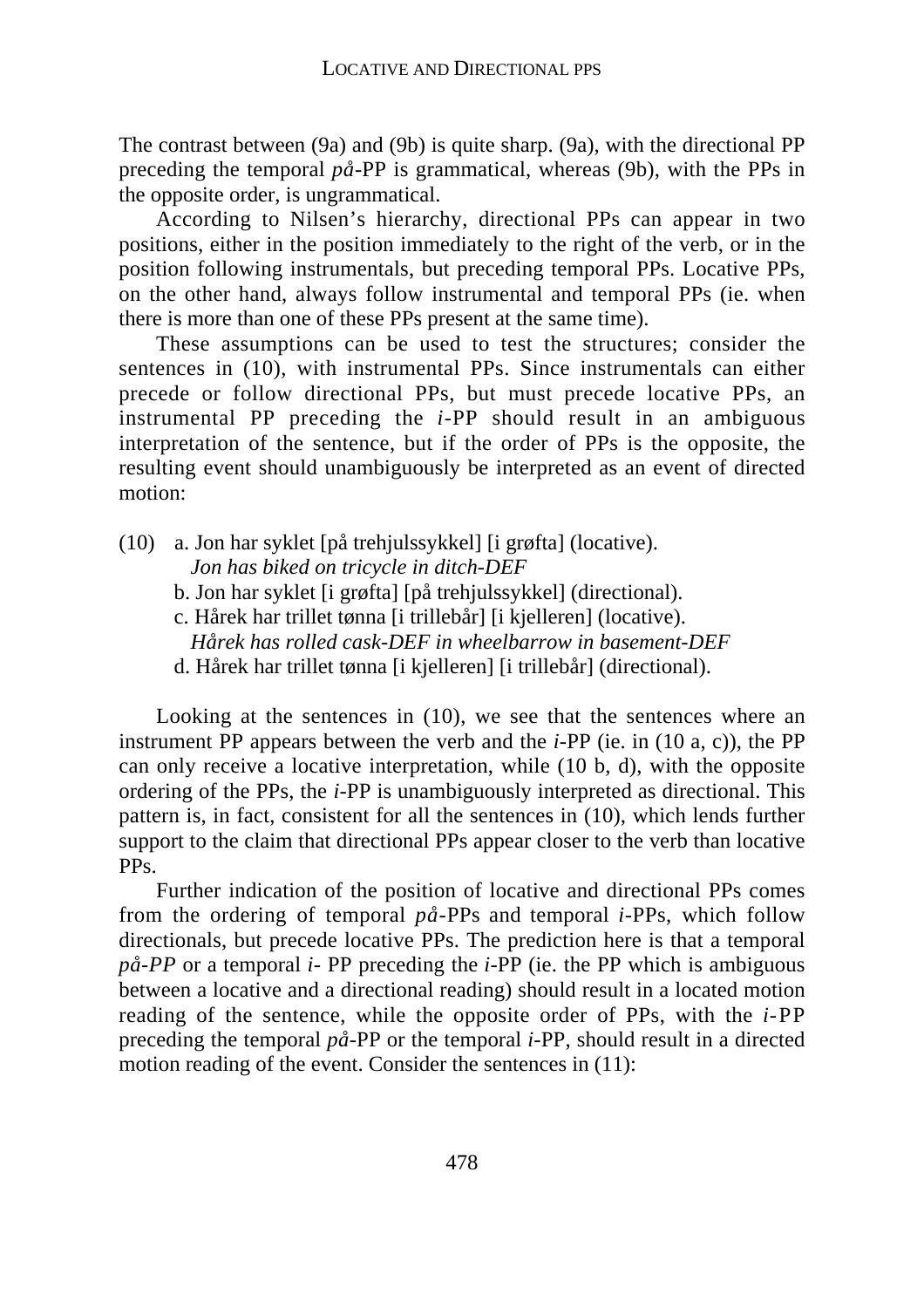The contrast between (9a) and (9b) is quite sharp. (9a), with the directional PP preceding the temporal *på*-PP is grammatical, whereas (9b), with the PPs in the opposite order, is ungrammatical.

According to Nilsen's hierarchy, directional PPs can appear in two positions, either in the position immediately to the right of the verb, or in the position following instrumentals, but preceding temporal PPs. Locative PPs, on the other hand, always follow instrumental and temporal PPs (ie. when there is more than one of these PPs present at the same time).

These assumptions can be used to test the structures; consider the sentences in (10), with instrumental PPs. Since instrumentals can either precede or follow directional PPs, but must precede locative PPs, an instrumental PP preceding the *i*-PP should result in an ambiguous interpretation of the sentence, but if the order of PPs is the opposite, the resulting event should unambiguously be interpreted as an event of directed motion:

(10) a. Jon har syklet [på trehjulssykkel] [i grøfta] (locative).
*Jon has biked on tricycle in ditch-DEF*
b. Jon har syklet [i grøfta] [på trehjulssykkel] (directional).
c. Hårek har trillet tønna [i trillebår] [i kjelleren] (locative).
*Hårek has rolled cask-DEF in wheelbarrow in basement-DEF*
d. Hårek har trillet tønna [i kjelleren] [i trillebår] (directional).

Looking at the sentences in (10), we see that the sentences where an instrument PP appears between the verb and the *i*-PP (ie. in (10 a, c)), the PP can only receive a locative interpretation, while (10 b, d), with the opposite ordering of the PPs, the *i*-PP is unambiguously interpreted as directional. This pattern is, in fact, consistent for all the sentences in (10), which lends further support to the claim that directional PPs appear closer to the verb than locative PPs.

Further indication of the position of locative and directional PPs comes from the ordering of temporal *på*-PPs and temporal *i*-PPs, which follow directionals, but precede locative PPs. The prediction here is that a temporal *på-PP* or a temporal *i*- PP preceding the *i*-PP (ie. the PP which is ambiguous between a locative and a directional reading) should result in a located motion reading of the sentence, while the opposite order of PPs, with the *i*-PP preceding the temporal *på*-PP or the temporal *i*-PP, should result in a directed motion reading of the event. Consider the sentences in (11):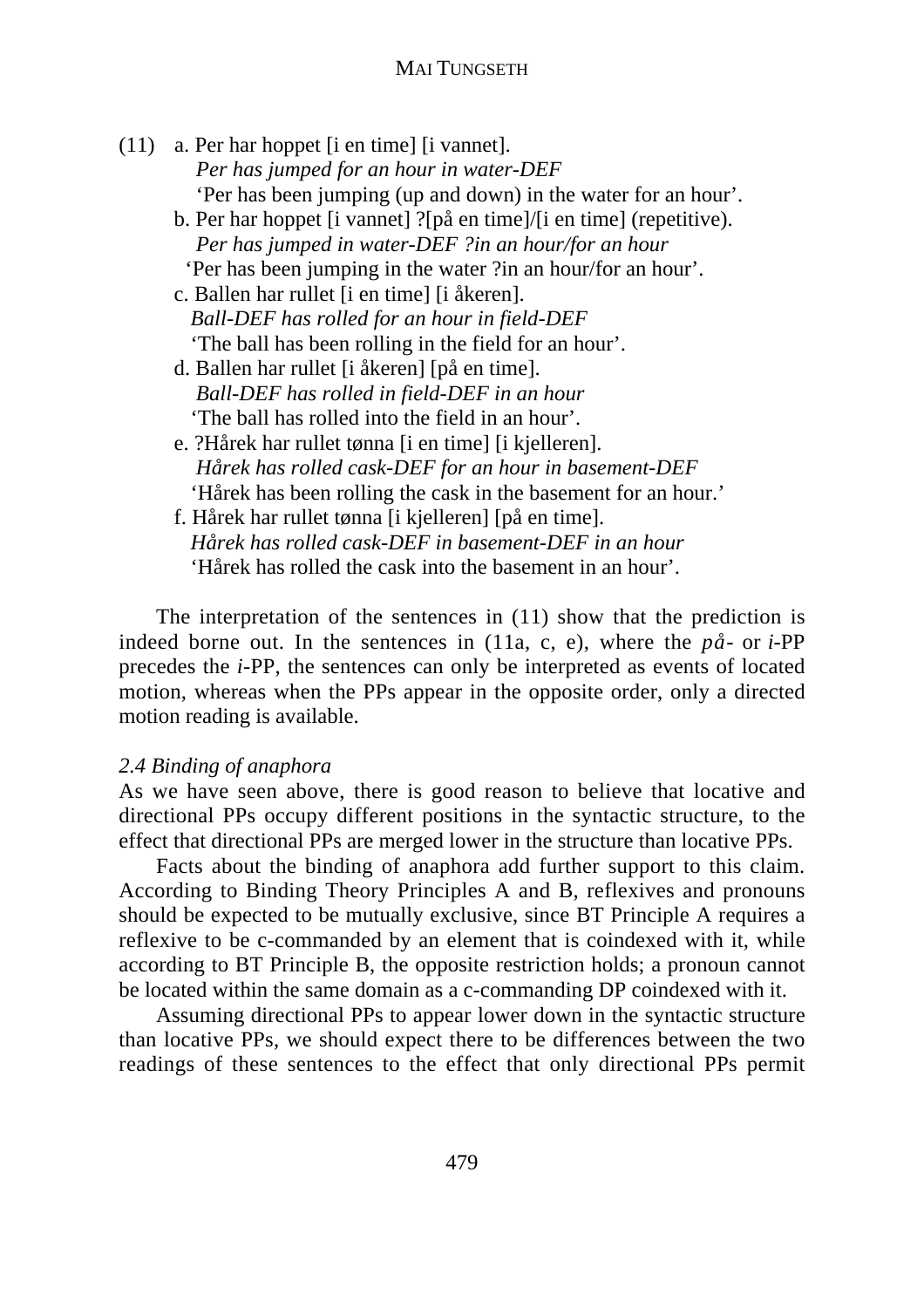(11) a. Per har hoppet [i en time] [i vannet].
*Per has jumped for an hour in water-DEF*
'Per has been jumping (up and down) in the water for an hour'.

b. Per har hoppet [i vannet] ?[på en time]/[i en time] (repetitive).
*Per has jumped in water-DEF ?in an hour/for an hour*
'Per has been jumping in the water ?in an hour/for an hour'.

c. Ballen har rullet [i en time] [i åkeren].
*Ball-DEF has rolled for an hour in field-DEF*
'The ball has been rolling in the field for an hour'.

d. Ballen har rullet [i åkeren] [på en time].
*Ball-DEF has rolled in field-DEF in an hour*
'The ball has rolled into the field in an hour'.

e. ?Hårek har rullet tønna [i en time] [i kjelleren].
*Hårek has rolled cask-DEF for an hour in basement-DEF*
'Hårek has been rolling the cask in the basement for an hour.'

f. Hårek har rullet tønna [i kjelleren] [på en time].
*Hårek has rolled cask-DEF in basement-DEF in an hour*
'Hårek has rolled the cask into the basement in an hour'.

The interpretation of the sentences in (11) show that the prediction is indeed borne out. In the sentences in (11a, c, e), where the *på*- or *i*-PP precedes the *i*-PP, the sentences can only be interpreted as events of located motion, whereas when the PPs appear in the opposite order, only a directed motion reading is available.

*2.4 Binding of anaphora*

As we have seen above, there is good reason to believe that locative and directional PPs occupy different positions in the syntactic structure, to the effect that directional PPs are merged lower in the structure than locative PPs.

Facts about the binding of anaphora add further support to this claim. According to Binding Theory Principles A and B, reflexives and pronouns should be expected to be mutually exclusive, since BT Principle A requires a reflexive to be c-commanded by an element that is coindexed with it, while according to BT Principle B, the opposite restriction holds; a pronoun cannot be located within the same domain as a c-commanding DP coindexed with it.

Assuming directional PPs to appear lower down in the syntactic structure than locative PPs, we should expect there to be differences between the two readings of these sentences to the effect that only directional PPs permit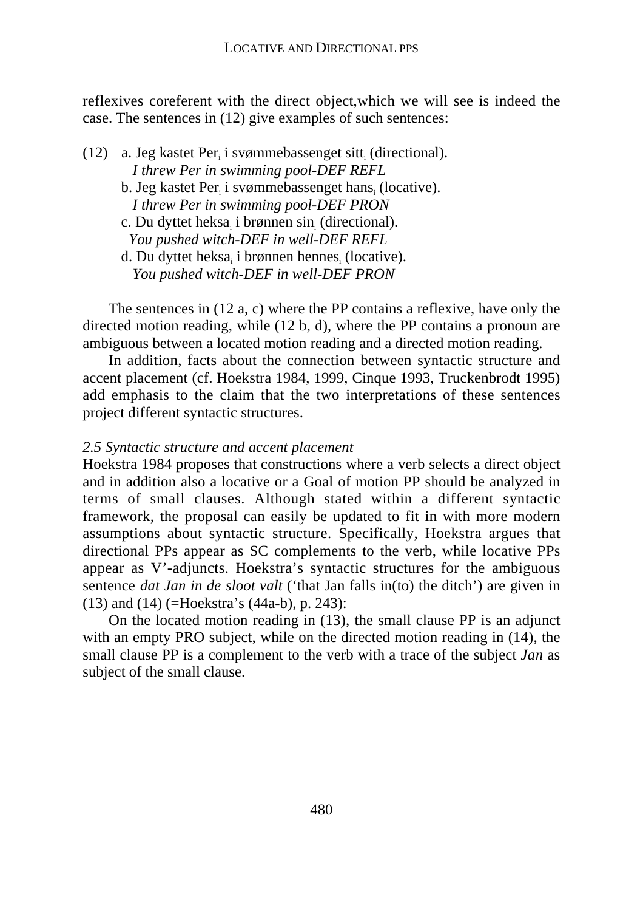reflexives coreferent with the direct object,which we will see is indeed the case. The sentences in (12) give examples of such sentences:

(12) a. Jeg kastet Per$_i$ i svømmebassenget sitt$_i$ (directional).
*I threw Per in swimming pool-DEF REFL*
b. Jeg kastet Per$_i$ i svømmebassenget hans$_i$ (locative).
*I threw Per in swimming pool-DEF PRON*
c. Du dyttet heksa$_i$ i brønnen sin$_i$ (directional).
*You pushed witch-DEF in well-DEF REFL*
d. Du dyttet heksa$_i$ i brønnen hennes$_i$ (locative).
*You pushed witch-DEF in well-DEF PRON*

The sentences in (12 a, c) where the PP contains a reflexive, have only the directed motion reading, while (12 b, d), where the PP contains a pronoun are ambiguous between a located motion reading and a directed motion reading.

In addition, facts about the connection between syntactic structure and accent placement (cf. Hoekstra 1984, 1999, Cinque 1993, Truckenbrodt 1995) add emphasis to the claim that the two interpretations of these sentences project different syntactic structures.

*2.5 Syntactic structure and accent placement*

Hoekstra 1984 proposes that constructions where a verb selects a direct object and in addition also a locative or a Goal of motion PP should be analyzed in terms of small clauses. Although stated within a different syntactic framework, the proposal can easily be updated to fit in with more modern assumptions about syntactic structure. Specifically, Hoekstra argues that directional PPs appear as SC complements to the verb, while locative PPs appear as V'-adjuncts. Hoekstra's syntactic structures for the ambiguous sentence *dat Jan in de sloot valt* ('that Jan falls in(to) the ditch') are given in (13) and (14) (=Hoekstra's (44a-b), p. 243):

On the located motion reading in (13), the small clause PP is an adjunct with an empty PRO subject, while on the directed motion reading in (14), the small clause PP is a complement to the verb with a trace of the subject *Jan* as subject of the small clause.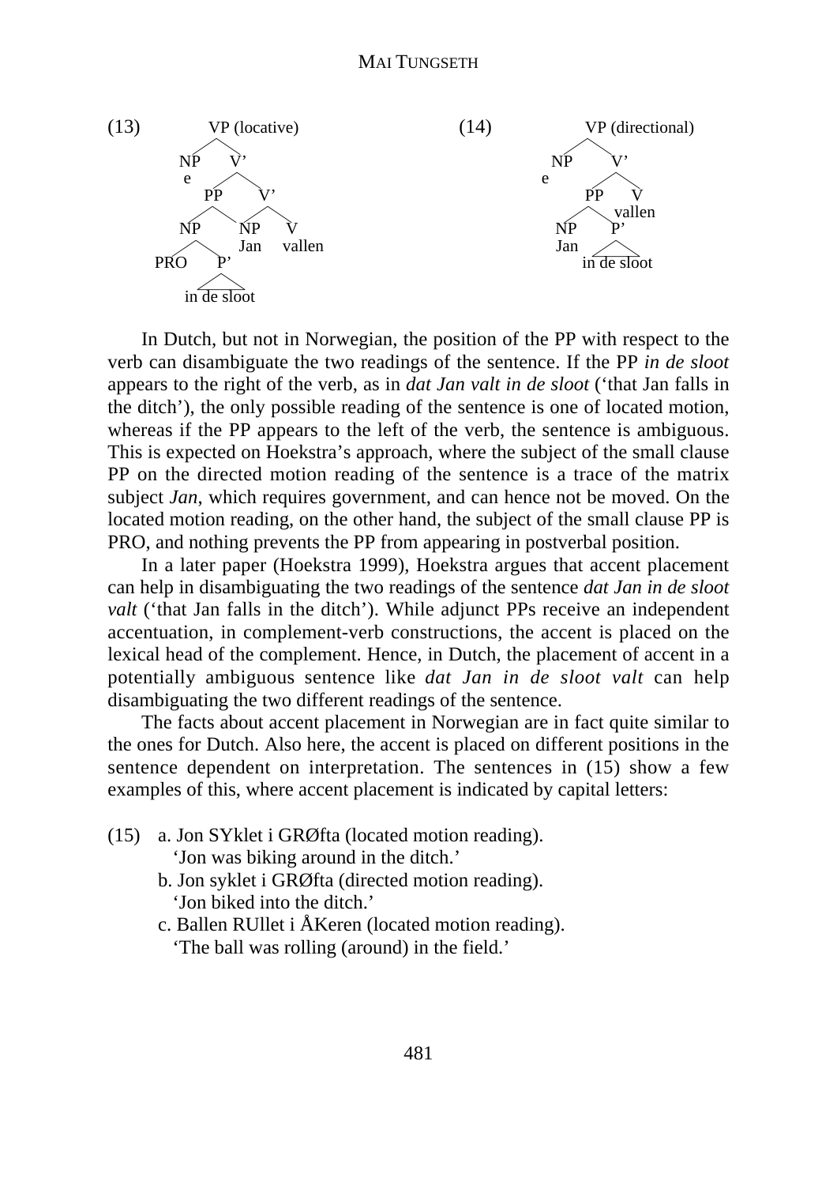(13) VP (locative)

```
            VP (locative)
           /      \
         NP        V'
         e       /    \
               PP      V'
              /  \    /  \
            NP    P' NP    V
            |     |  Jan   vallen
           PRO   P'
                 |
             in de sloot
```

(14) VP (directional)

```
            VP (directional)
           /      \
         NP        V'
         e       /    \
               PP      V
              /  \     vallen
            NP    P'
            Jan   in de sloot
```

In Dutch, but not in Norwegian, the position of the PP with respect to the verb can disambiguate the two readings of the sentence. If the PP *in de sloot* appears to the right of the verb, as in *dat Jan valt in de sloot* ('that Jan falls in the ditch'), the only possible reading of the sentence is one of located motion, whereas if the PP appears to the left of the verb, the sentence is ambiguous. This is expected on Hoekstra's approach, where the subject of the small clause PP on the directed motion reading of the sentence is a trace of the matrix subject *Jan*, which requires government, and can hence not be moved. On the located motion reading, on the other hand, the subject of the small clause PP is PRO, and nothing prevents the PP from appearing in postverbal position.

In a later paper (Hoekstra 1999), Hoekstra argues that accent placement can help in disambiguating the two readings of the sentence *dat Jan in de sloot valt* ('that Jan falls in the ditch'). While adjunct PPs receive an independent accentuation, in complement-verb constructions, the accent is placed on the lexical head of the complement. Hence, in Dutch, the placement of accent in a potentially ambiguous sentence like *dat Jan in de sloot valt* can help disambiguating the two different readings of the sentence.

The facts about accent placement in Norwegian are in fact quite similar to the ones for Dutch. Also here, the accent is placed on different positions in the sentence dependent on interpretation. The sentences in (15) show a few examples of this, where accent placement is indicated by capital letters:

(15) a. Jon SYklet i GRØfta (located motion reading).
'Jon was biking around in the ditch.'
b. Jon syklet i GRØfta (directed motion reading).
'Jon biked into the ditch.'
c. Ballen RUllet i ÅKeren (located motion reading).
'The ball was rolling (around) in the field.'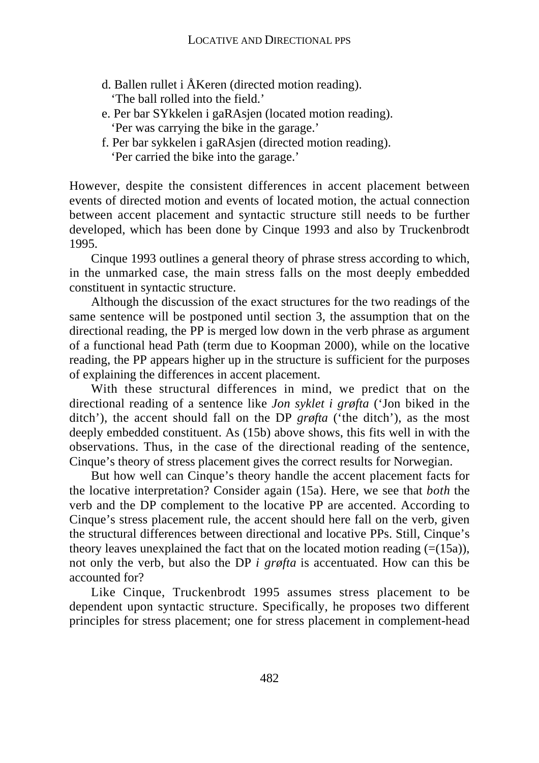d. Ballen rullet i ÅKeren (directed motion reading).
   'The ball rolled into the field.'

e. Per bar SYkkelen i gaRAsjen (located motion reading).
   'Per was carrying the bike in the garage.'

f. Per bar sykkelen i gaRAsjen (directed motion reading).
   'Per carried the bike into the garage.'

However, despite the consistent differences in accent placement between events of directed motion and events of located motion, the actual connection between accent placement and syntactic structure still needs to be further developed, which has been done by Cinque 1993 and also by Truckenbrodt 1995.

Cinque 1993 outlines a general theory of phrase stress according to which, in the unmarked case, the main stress falls on the most deeply embedded constituent in syntactic structure.

Although the discussion of the exact structures for the two readings of the same sentence will be postponed until section 3, the assumption that on the directional reading, the PP is merged low down in the verb phrase as argument of a functional head Path (term due to Koopman 2000), while on the locative reading, the PP appears higher up in the structure is sufficient for the purposes of explaining the differences in accent placement.

With these structural differences in mind, we predict that on the directional reading of a sentence like *Jon syklet i grøfta* ('Jon biked in the ditch'), the accent should fall on the DP *grøfta* ('the ditch'), as the most deeply embedded constituent. As (15b) above shows, this fits well in with the observations. Thus, in the case of the directional reading of the sentence, Cinque's theory of stress placement gives the correct results for Norwegian.

But how well can Cinque's theory handle the accent placement facts for the locative interpretation? Consider again (15a). Here, we see that *both* the verb and the DP complement to the locative PP are accented. According to Cinque's stress placement rule, the accent should here fall on the verb, given the structural differences between directional and locative PPs. Still, Cinque's theory leaves unexplained the fact that on the located motion reading (=(15a)), not only the verb, but also the DP *i grøfta* is accentuated. How can this be accounted for?

Like Cinque, Truckenbrodt 1995 assumes stress placement to be dependent upon syntactic structure. Specifically, he proposes two different principles for stress placement; one for stress placement in complement-head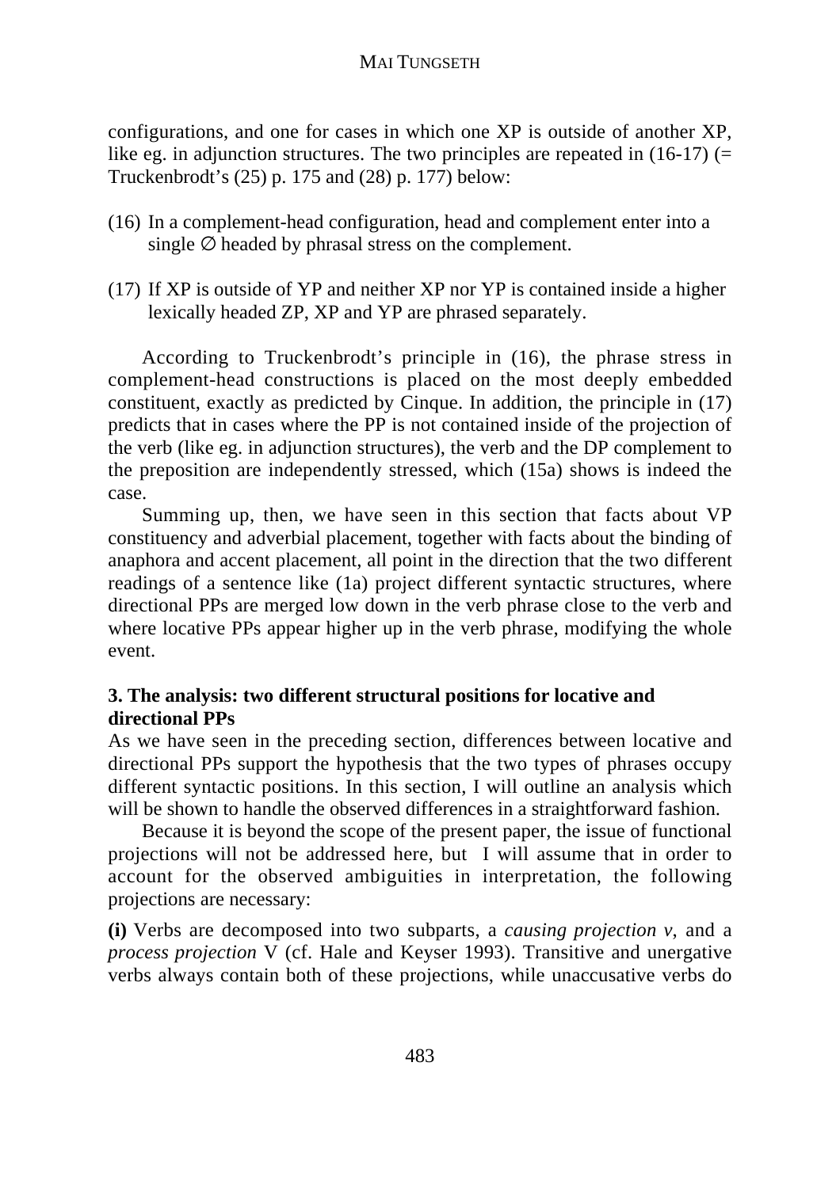configurations, and one for cases in which one XP is outside of another XP, like eg. in adjunction structures. The two principles are repeated in (16-17) (= Truckenbrodt's (25) p. 175 and (28) p. 177) below:

(16) In a complement-head configuration, head and complement enter into a single ∅ headed by phrasal stress on the complement.

(17) If XP is outside of YP and neither XP nor YP is contained inside a higher lexically headed ZP, XP and YP are phrased separately.

According to Truckenbrodt's principle in (16), the phrase stress in complement-head constructions is placed on the most deeply embedded constituent, exactly as predicted by Cinque. In addition, the principle in (17) predicts that in cases where the PP is not contained inside of the projection of the verb (like eg. in adjunction structures), the verb and the DP complement to the preposition are independently stressed, which (15a) shows is indeed the case.

Summing up, then, we have seen in this section that facts about VP constituency and adverbial placement, together with facts about the binding of anaphora and accent placement, all point in the direction that the two different readings of a sentence like (1a) project different syntactic structures, where directional PPs are merged low down in the verb phrase close to the verb and where locative PPs appear higher up in the verb phrase, modifying the whole event.

## 3. The analysis: two different structural positions for locative and directional PPs

As we have seen in the preceding section, differences between locative and directional PPs support the hypothesis that the two types of phrases occupy different syntactic positions. In this section, I will outline an analysis which will be shown to handle the observed differences in a straightforward fashion.

Because it is beyond the scope of the present paper, the issue of functional projections will not be addressed here, but I will assume that in order to account for the observed ambiguities in interpretation, the following projections are necessary:

**(i)** Verbs are decomposed into two subparts, a *causing projection v*, and a *process projection* V (cf. Hale and Keyser 1993). Transitive and unergative verbs always contain both of these projections, while unaccusative verbs do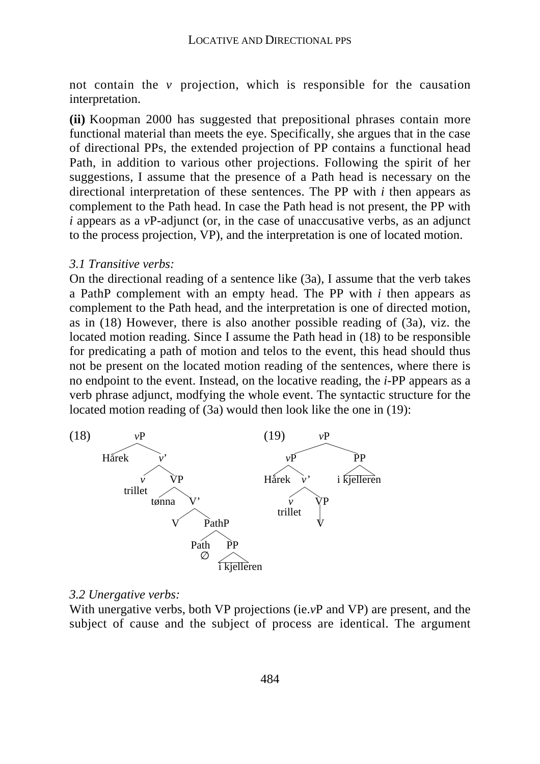not contain the *v* projection, which is responsible for the causation interpretation.

**(ii)** Koopman 2000 has suggested that prepositional phrases contain more functional material than meets the eye. Specifically, she argues that in the case of directional PPs, the extended projection of PP contains a functional head Path, in addition to various other projections. Following the spirit of her suggestions, I assume that the presence of a Path head is necessary on the directional interpretation of these sentences. The PP with *i* then appears as complement to the Path head. In case the Path head is not present, the PP with *i* appears as a *v*P-adjunct (or, in the case of unaccusative verbs, as an adjunct to the process projection, VP), and the interpretation is one of located motion.

*3.1 Transitive verbs:*

On the directional reading of a sentence like (3a), I assume that the verb takes a PathP complement with an empty head. The PP with *i* then appears as complement to the Path head, and the interpretation is one of directed motion, as in (18) However, there is also another possible reading of (3a), viz. the located motion reading. Since I assume the Path head in (18) to be responsible for predicating a path of motion and telos to the event, this head should thus not be present on the located motion reading of the sentences, where there is no endpoint to the event. Instead, on the locative reading, the *i*-PP appears as a verb phrase adjunct, modfying the whole event. The syntactic structure for the located motion reading of (3a) would then look like the one in (19):

```
(18)      vP                              (19)      vP
        /    \                                    /      \
    Hårek     v'                                vP        PP
            /    \                            /    \       |
           v      VP                     Hårek      v'   i kjelleren
        trillet  /   \                            /    \
              tønna   V'                         v      VP
                    /    \                    trillet    |
                   V     PathP                           V
                        /     \
                     Path      PP
                      ∅         |
                           i kjelleren
```

*3.2 Unergative verbs:*

With unergative verbs, both VP projections (ie.*v*P and VP) are present, and the subject of cause and the subject of process are identical. The argument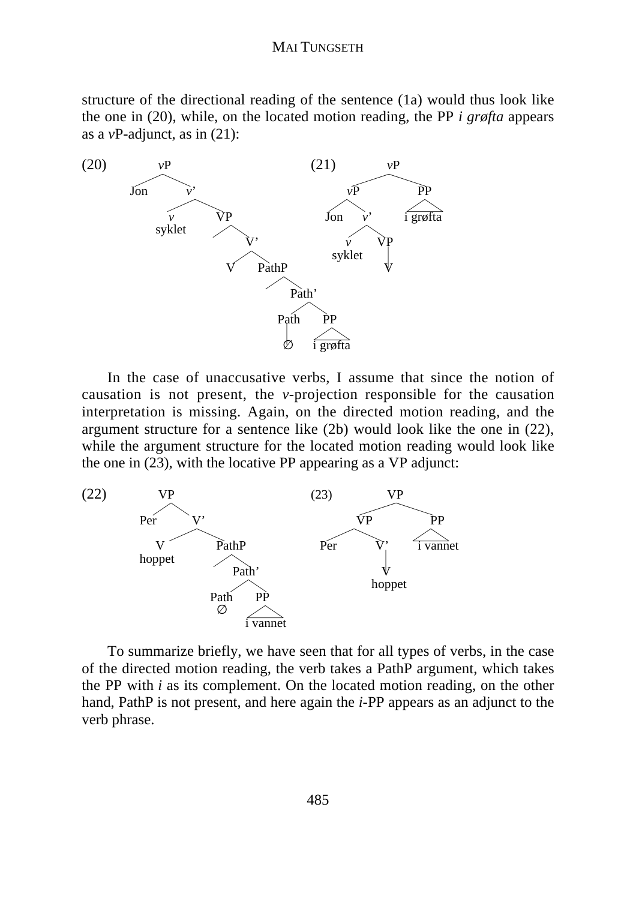structure of the directional reading of the sentence (1a) would thus look like the one in (20), while, on the located motion reading, the PP *i grøfta* appears as a *v*P-adjunct, as in (21):

(20) [*v*P Jon [*v*' [*v* syklet] [VP [V' V [PathP [Path' [Path ∅] [PP i grøfta]]]]]]]

(21) [*v*P [*v*P Jon [*v*' [*v* syklet] [VP V]]] [PP i grøfta]]

In the case of unaccusative verbs, I assume that since the notion of causation is not present, the *v*-projection responsible for the causation interpretation is missing. Again, on the directed motion reading, and the argument structure for a sentence like (2b) would look like the one in (22), while the argument structure for the located motion reading would look like the one in (23), with the locative PP appearing as a VP adjunct:

(22) [VP Per [V' [V hoppet] [PathP [Path' [Path ∅] [PP i vannet]]]]]

(23) [VP [VP Per [V' [V hoppet]]] [PP i vannet]]

To summarize briefly, we have seen that for all types of verbs, in the case of the directed motion reading, the verb takes a PathP argument, which takes the PP with *i* as its complement. On the located motion reading, on the other hand, PathP is not present, and here again the *i*-PP appears as an adjunct to the verb phrase.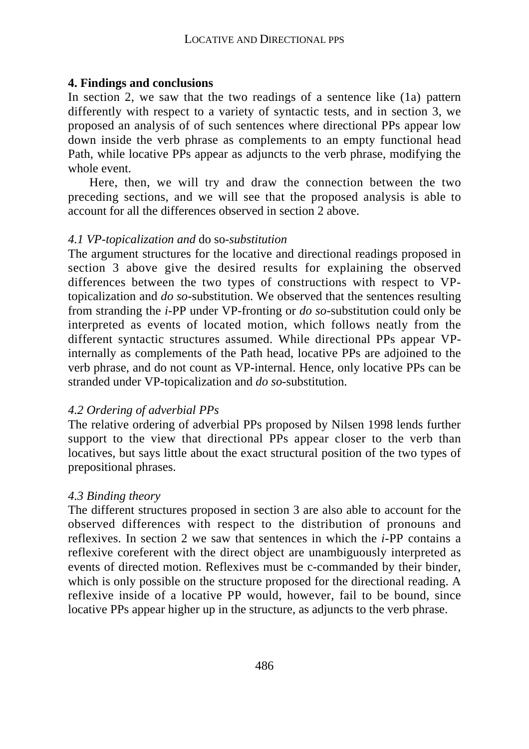## 4. Findings and conclusions

In section 2, we saw that the two readings of a sentence like (1a) pattern differently with respect to a variety of syntactic tests, and in section 3, we proposed an analysis of of such sentences where directional PPs appear low down inside the verb phrase as complements to an empty functional head Path, while locative PPs appear as adjuncts to the verb phrase, modifying the whole event.

Here, then, we will try and draw the connection between the two preceding sections, and we will see that the proposed analysis is able to account for all the differences observed in section 2 above.

### *4.1 VP-topicalization and* do so*-substitution*

The argument structures for the locative and directional readings proposed in section 3 above give the desired results for explaining the observed differences between the two types of constructions with respect to VP-topicalization and *do so*-substitution. We observed that the sentences resulting from stranding the *i*-PP under VP-fronting or *do so*-substitution could only be interpreted as events of located motion, which follows neatly from the different syntactic structures assumed. While directional PPs appear VP-internally as complements of the Path head, locative PPs are adjoined to the verb phrase, and do not count as VP-internal. Hence, only locative PPs can be stranded under VP-topicalization and *do so*-substitution.

### *4.2 Ordering of adverbial PPs*

The relative ordering of adverbial PPs proposed by Nilsen 1998 lends further support to the view that directional PPs appear closer to the verb than locatives, but says little about the exact structural position of the two types of prepositional phrases.

### *4.3 Binding theory*

The different structures proposed in section 3 are also able to account for the observed differences with respect to the distribution of pronouns and reflexives. In section 2 we saw that sentences in which the *i*-PP contains a reflexive coreferent with the direct object are unambiguously interpreted as events of directed motion. Reflexives must be c-commanded by their binder, which is only possible on the structure proposed for the directional reading. A reflexive inside of a locative PP would, however, fail to be bound, since locative PPs appear higher up in the structure, as adjuncts to the verb phrase.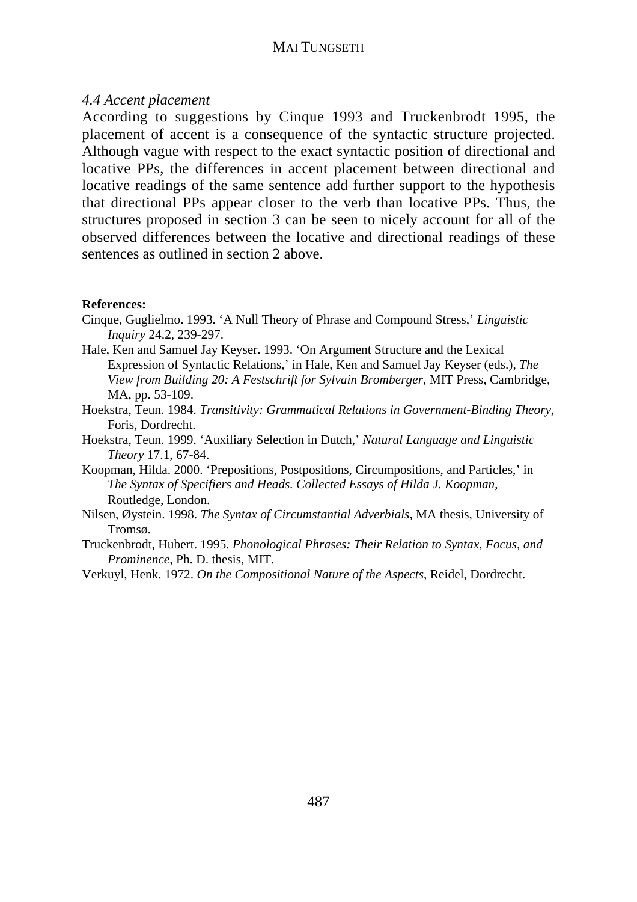### *4.4 Accent placement*

According to suggestions by Cinque 1993 and Truckenbrodt 1995, the placement of accent is a consequence of the syntactic structure projected. Although vague with respect to the exact syntactic position of directional and locative PPs, the differences in accent placement between directional and locative readings of the same sentence add further support to the hypothesis that directional PPs appear closer to the verb than locative PPs. Thus, the structures proposed in section 3 can be seen to nicely account for all of the observed differences between the locative and directional readings of these sentences as outlined in section 2 above.

**References:**

Cinque, Guglielmo. 1993. 'A Null Theory of Phrase and Compound Stress,' *Linguistic Inquiry* 24.2, 239-297.

Hale, Ken and Samuel Jay Keyser. 1993. 'On Argument Structure and the Lexical Expression of Syntactic Relations,' in Hale, Ken and Samuel Jay Keyser (eds.), *The View from Building 20: A Festschrift for Sylvain Bromberger*, MIT Press, Cambridge, MA, pp. 53-109.

Hoekstra, Teun. 1984. *Transitivity: Grammatical Relations in Government-Binding Theory,* Foris, Dordrecht.

Hoekstra, Teun. 1999. 'Auxiliary Selection in Dutch,' *Natural Language and Linguistic Theory* 17.1, 67-84.

Koopman, Hilda. 2000. 'Prepositions, Postpositions, Circumpositions, and Particles,' in *The Syntax of Specifiers and Heads. Collected Essays of Hilda J. Koopman*, Routledge, London.

Nilsen, Øystein. 1998. *The Syntax of Circumstantial Adverbials*, MA thesis, University of Tromsø.

Truckenbrodt, Hubert. 1995. *Phonological Phrases: Their Relation to Syntax, Focus, and Prominence,* Ph. D. thesis, MIT.

Verkuyl, Henk. 1972. *On the Compositional Nature of the Aspects*, Reidel, Dordrecht.